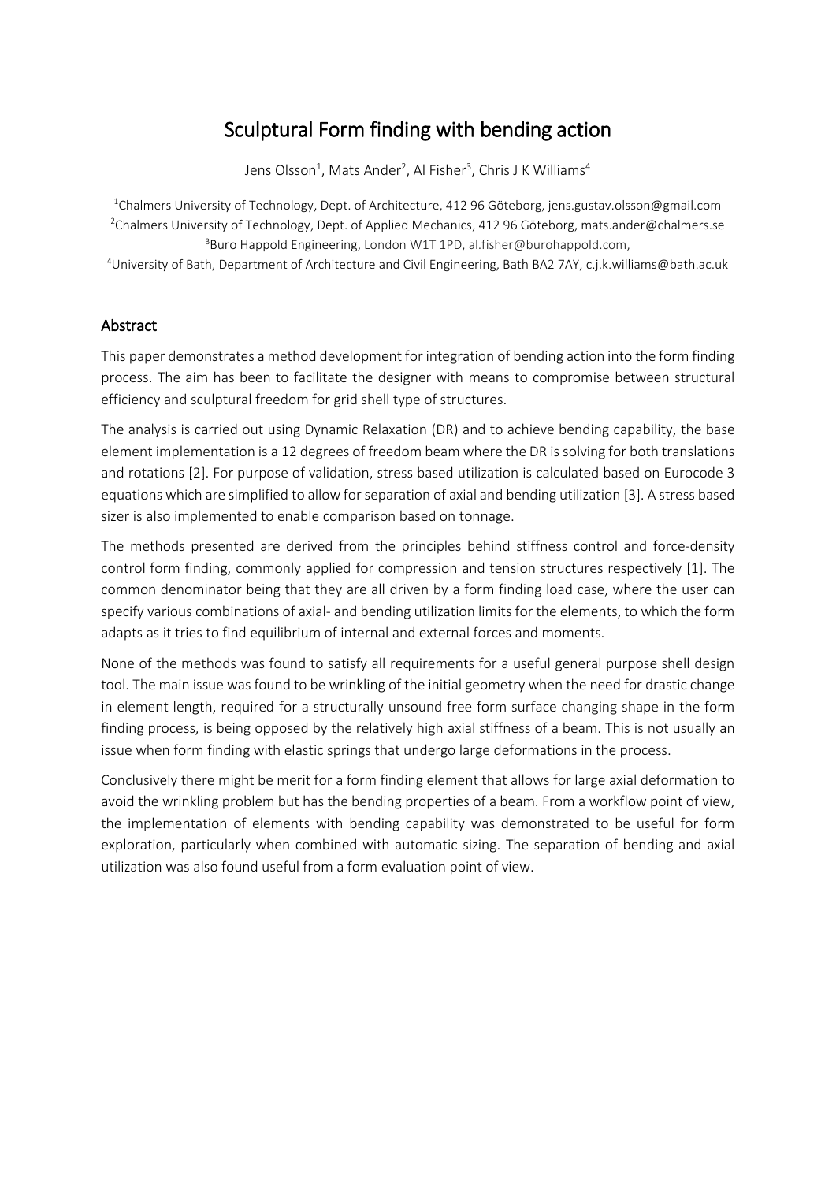# Sculptural Form finding with bending action

Jens Olsson[1], Mats Ander[2], Al Fisher[3], Chris J K Williams[4]

[1]Chalmers University of Technology, Dept. of Architecture, 412 96 Göteborg, jens.gustav.olsson@gmail.com
[2]Chalmers University of Technology, Dept. of Applied Mechanics, 412 96 Göteborg, mats.ander@chalmers.se
[3]Buro Happold Engineering, London W1T 1PD, al.fisher@burohappold.com,
[4]University of Bath, Department of Architecture and Civil Engineering, Bath BA2 7AY, c.j.k.williams@bath.ac.uk

## Abstract

This paper demonstrates a method development for integration of bending action into the form finding process. The aim has been to facilitate the designer with means to compromise between structural efficiency and sculptural freedom for grid shell type of structures.

The analysis is carried out using Dynamic Relaxation (DR) and to achieve bending capability, the base element implementation is a 12 degrees of freedom beam where the DR is solving for both translations and rotations [2]. For purpose of validation, stress based utilization is calculated based on Eurocode 3 equations which are simplified to allow for separation of axial and bending utilization [3]. A stress based sizer is also implemented to enable comparison based on tonnage.

The methods presented are derived from the principles behind stiffness control and force-density control form finding, commonly applied for compression and tension structures respectively [1]. The common denominator being that they are all driven by a form finding load case, where the user can specify various combinations of axial- and bending utilization limits for the elements, to which the form adapts as it tries to find equilibrium of internal and external forces and moments.

None of the methods was found to satisfy all requirements for a useful general purpose shell design tool. The main issue was found to be wrinkling of the initial geometry when the need for drastic change in element length, required for a structurally unsound free form surface changing shape in the form finding process, is being opposed by the relatively high axial stiffness of a beam. This is not usually an issue when form finding with elastic springs that undergo large deformations in the process.

Conclusively there might be merit for a form finding element that allows for large axial deformation to avoid the wrinkling problem but has the bending properties of a beam. From a workflow point of view, the implementation of elements with bending capability was demonstrated to be useful for form exploration, particularly when combined with automatic sizing. The separation of bending and axial utilization was also found useful from a form evaluation point of view.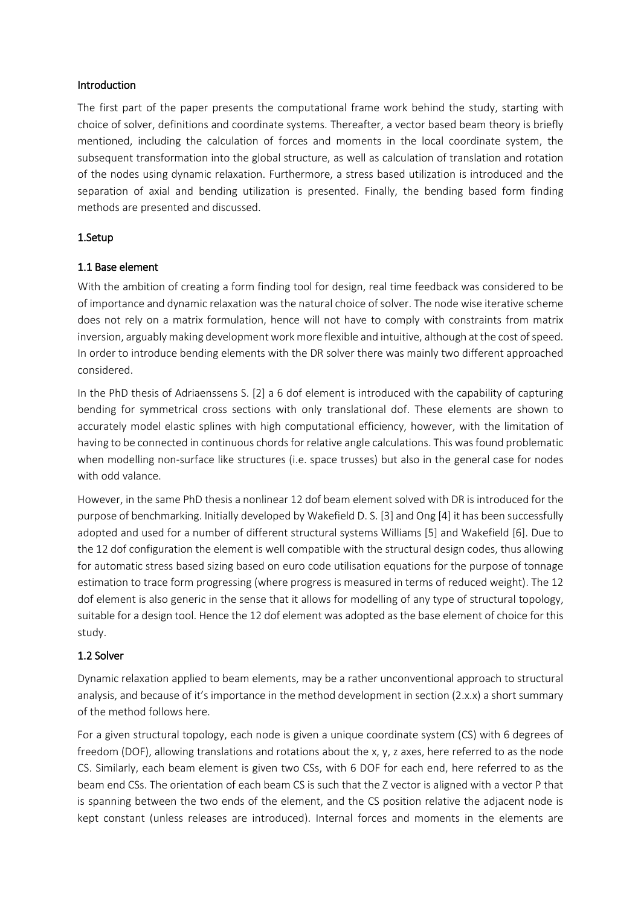## Introduction

The first part of the paper presents the computational frame work behind the study, starting with choice of solver, definitions and coordinate systems. Thereafter, a vector based beam theory is briefly mentioned, including the calculation of forces and moments in the local coordinate system, the subsequent transformation into the global structure, as well as calculation of translation and rotation of the nodes using dynamic relaxation. Furthermore, a stress based utilization is introduced and the separation of axial and bending utilization is presented. Finally, the bending based form finding methods are presented and discussed.

## 1.Setup

### 1.1 Base element

With the ambition of creating a form finding tool for design, real time feedback was considered to be of importance and dynamic relaxation was the natural choice of solver. The node wise iterative scheme does not rely on a matrix formulation, hence will not have to comply with constraints from matrix inversion, arguably making development work more flexible and intuitive, although at the cost of speed. In order to introduce bending elements with the DR solver there was mainly two different approached considered.

In the PhD thesis of Adriaenssens S. [2] a 6 dof element is introduced with the capability of capturing bending for symmetrical cross sections with only translational dof. These elements are shown to accurately model elastic splines with high computational efficiency, however, with the limitation of having to be connected in continuous chords for relative angle calculations. This was found problematic when modelling non-surface like structures (i.e. space trusses) but also in the general case for nodes with odd valance.

However, in the same PhD thesis a nonlinear 12 dof beam element solved with DR is introduced for the purpose of benchmarking. Initially developed by Wakefield D. S. [3] and Ong [4] it has been successfully adopted and used for a number of different structural systems Williams [5] and Wakefield [6]. Due to the 12 dof configuration the element is well compatible with the structural design codes, thus allowing for automatic stress based sizing based on euro code utilisation equations for the purpose of tonnage estimation to trace form progressing (where progress is measured in terms of reduced weight). The 12 dof element is also generic in the sense that it allows for modelling of any type of structural topology, suitable for a design tool. Hence the 12 dof element was adopted as the base element of choice for this study.

### 1.2 Solver

Dynamic relaxation applied to beam elements, may be a rather unconventional approach to structural analysis, and because of it's importance in the method development in section (2.x.x) a short summary of the method follows here.

For a given structural topology, each node is given a unique coordinate system (CS) with 6 degrees of freedom (DOF), allowing translations and rotations about the x, y, z axes, here referred to as the node CS. Similarly, each beam element is given two CSs, with 6 DOF for each end, here referred to as the beam end CSs. The orientation of each beam CS is such that the Z vector is aligned with a vector P that is spanning between the two ends of the element, and the CS position relative the adjacent node is kept constant (unless releases are introduced). Internal forces and moments in the elements are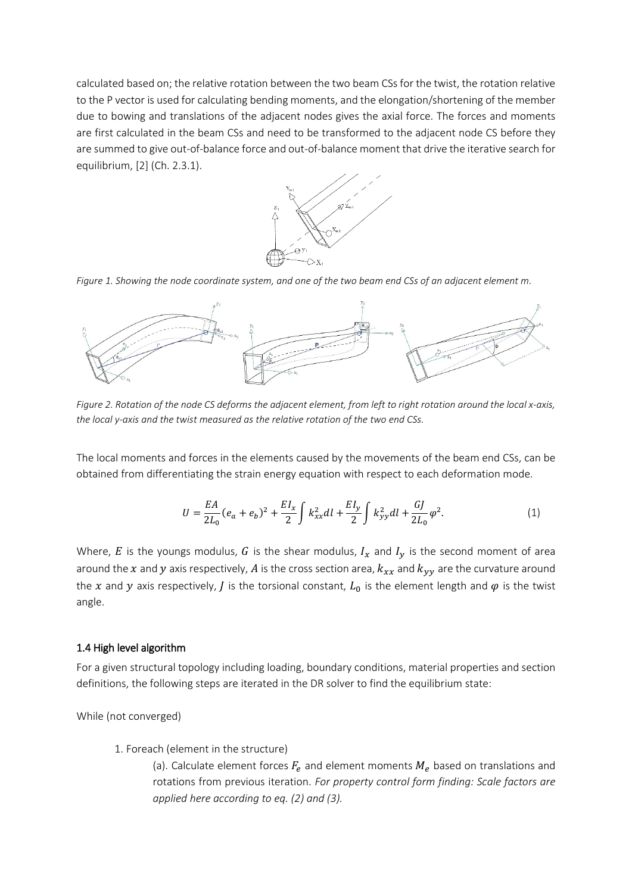calculated based on; the relative rotation between the two beam CSs for the twist, the rotation relative to the P vector is used for calculating bending moments, and the elongation/shortening of the member due to bowing and translations of the adjacent nodes gives the axial force. The forces and moments are first calculated in the beam CSs and need to be transformed to the adjacent node CS before they are summed to give out-of-balance force and out-of-balance moment that drive the iterative search for equilibrium, [2] (Ch. 2.3.1).

*Figure 1. Showing the node coordinate system, and one of the two beam end CSs of an adjacent element m.*

*Figure 2. Rotation of the node CS deforms the adjacent element, from left to right rotation around the local x-axis, the local y-axis and the twist measured as the relative rotation of the two end CSs.*

The local moments and forces in the elements caused by the movements of the beam end CSs, can be obtained from differentiating the strain energy equation with respect to each deformation mode.

$$U = \frac{EA}{2L_0}(e_a + e_b)^2 + \frac{EI_x}{2}\int k_{xx}^2 dl + \frac{EI_y}{2}\int k_{yy}^2 dl + \frac{GJ}{2L_0}\varphi^2. \tag{1}$$

Where, $E$ is the youngs modulus, $G$ is the shear modulus, $I_x$ and $I_y$ is the second moment of area around the $x$ and $y$ axis respectively, $A$ is the cross section area, $k_{xx}$ and $k_{yy}$ are the curvature around the $x$ and $y$ axis respectively, $J$ is the torsional constant, $L_0$ is the element length and $\varphi$ is the twist angle.

### 1.4 High level algorithm

For a given structural topology including loading, boundary conditions, material properties and section definitions, the following steps are iterated in the DR solver to find the equilibrium state:

While (not converged)

1. Foreach (element in the structure)

   (a). Calculate element forces $F_e$ and element moments $M_e$ based on translations and rotations from previous iteration. *For property control form finding: Scale factors are applied here according to eq. (2) and (3).*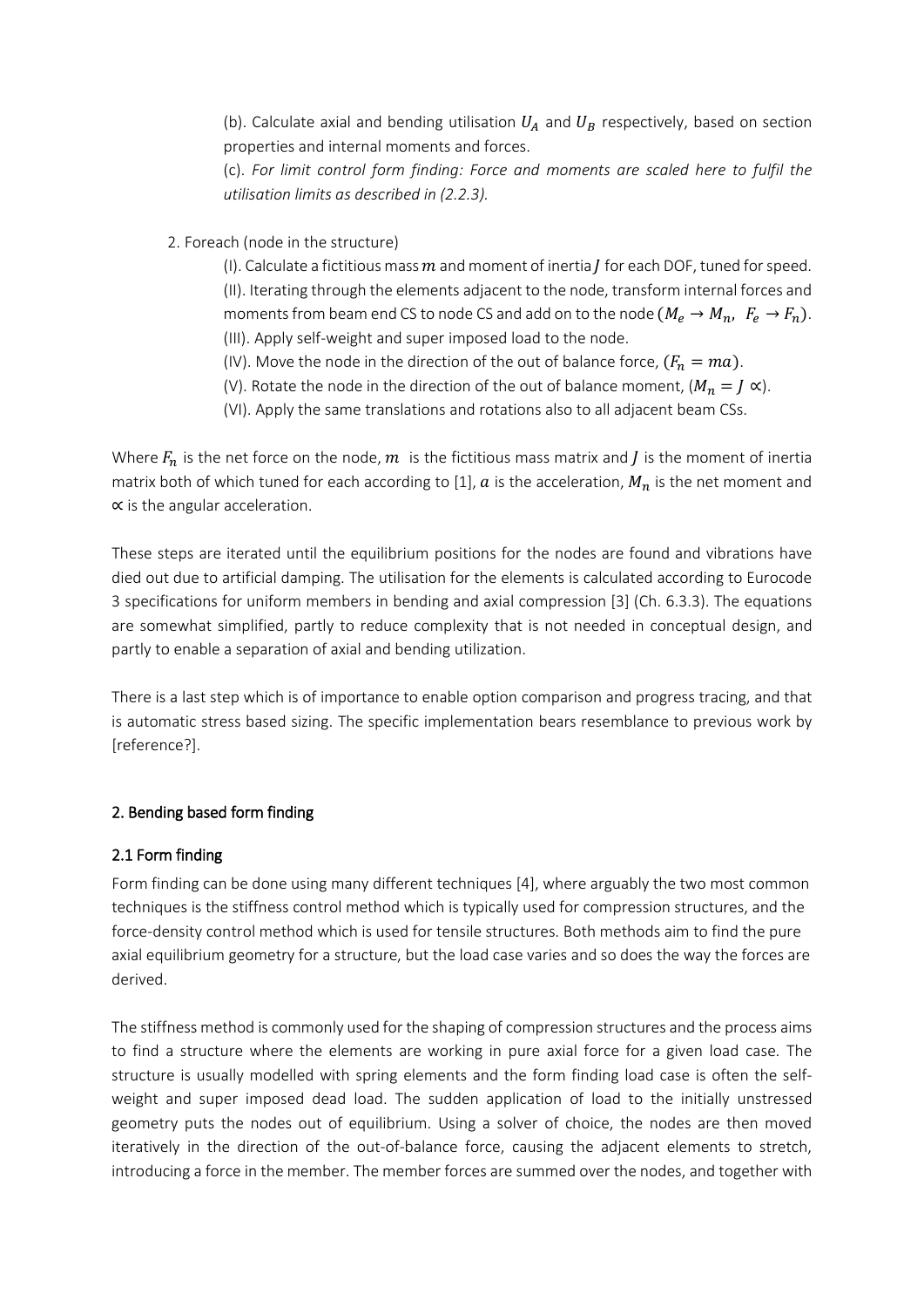(b). Calculate axial and bending utilisation $U_A$ and $U_B$ respectively, based on section properties and internal moments and forces.

(c). *For limit control form finding: Force and moments are scaled here to fulfil the utilisation limits as described in (2.2.3).*

2. Foreach (node in the structure)

(I). Calculate a fictitious mass $m$ and moment of inertia $J$ for each DOF, tuned for speed.

(II). Iterating through the elements adjacent to the node, transform internal forces and moments from beam end CS to node CS and add on to the node ($M_e \rightarrow M_n$, $F_e \rightarrow F_n$).

(III). Apply self-weight and super imposed load to the node.

(IV). Move the node in the direction of the out of balance force, ($F_n = ma$).

(V). Rotate the node in the direction of the out of balance moment, ($M_n = J \propto$).

(VI). Apply the same translations and rotations also to all adjacent beam CSs.

Where $F_n$ is the net force on the node, $m$ is the fictitious mass matrix and $J$ is the moment of inertia matrix both of which tuned for each according to [1], $a$ is the acceleration, $M_n$ is the net moment and $\propto$ is the angular acceleration.

These steps are iterated until the equilibrium positions for the nodes are found and vibrations have died out due to artificial damping. The utilisation for the elements is calculated according to Eurocode 3 specifications for uniform members in bending and axial compression [3] (Ch. 6.3.3). The equations are somewhat simplified, partly to reduce complexity that is not needed in conceptual design, and partly to enable a separation of axial and bending utilization.

There is a last step which is of importance to enable option comparison and progress tracing, and that is automatic stress based sizing. The specific implementation bears resemblance to previous work by [reference?].

## 2. Bending based form finding

### 2.1 Form finding

Form finding can be done using many different techniques [4], where arguably the two most common techniques is the stiffness control method which is typically used for compression structures, and the force-density control method which is used for tensile structures. Both methods aim to find the pure axial equilibrium geometry for a structure, but the load case varies and so does the way the forces are derived.

The stiffness method is commonly used for the shaping of compression structures and the process aims to find a structure where the elements are working in pure axial force for a given load case. The structure is usually modelled with spring elements and the form finding load case is often the self-weight and super imposed dead load. The sudden application of load to the initially unstressed geometry puts the nodes out of equilibrium. Using a solver of choice, the nodes are then moved iteratively in the direction of the out-of-balance force, causing the adjacent elements to stretch, introducing a force in the member. The member forces are summed over the nodes, and together with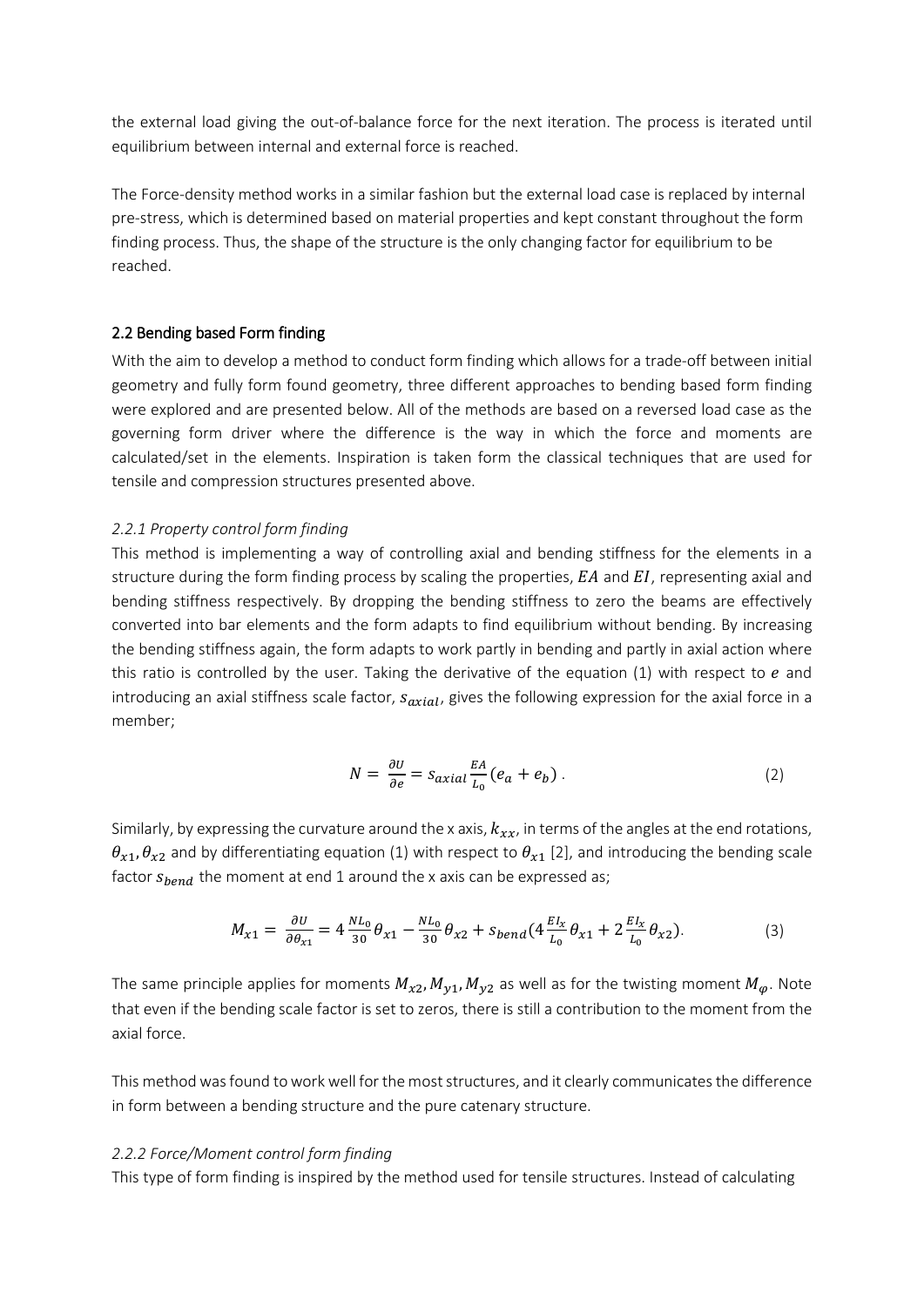the external load giving the out-of-balance force for the next iteration. The process is iterated until equilibrium between internal and external force is reached.

The Force-density method works in a similar fashion but the external load case is replaced by internal pre-stress, which is determined based on material properties and kept constant throughout the form finding process. Thus, the shape of the structure is the only changing factor for equilibrium to be reached.

## 2.2 Bending based Form finding

With the aim to develop a method to conduct form finding which allows for a trade-off between initial geometry and fully form found geometry, three different approaches to bending based form finding were explored and are presented below. All of the methods are based on a reversed load case as the governing form driver where the difference is the way in which the force and moments are calculated/set in the elements. Inspiration is taken form the classical techniques that are used for tensile and compression structures presented above.

### *2.2.1 Property control form finding*

This method is implementing a way of controlling axial and bending stiffness for the elements in a structure during the form finding process by scaling the properties, $EA$ and $EI$, representing axial and bending stiffness respectively. By dropping the bending stiffness to zero the beams are effectively converted into bar elements and the form adapts to find equilibrium without bending. By increasing the bending stiffness again, the form adapts to work partly in bending and partly in axial action where this ratio is controlled by the user. Taking the derivative of the equation (1) with respect to $e$ and introducing an axial stiffness scale factor, $s_{axial}$, gives the following expression for the axial force in a member;

$$N = \frac{\partial U}{\partial e} = s_{axial} \frac{EA}{L_0}(e_a + e_b)\,. \tag{2}$$

Similarly, by expressing the curvature around the x axis, $k_{xx}$, in terms of the angles at the end rotations, $\theta_{x1}, \theta_{x2}$ and by differentiating equation (1) with respect to $\theta_{x1}$ [2], and introducing the bending scale factor $s_{bend}$ the moment at end 1 around the x axis can be expressed as;

$$M_{x1} = \frac{\partial U}{\partial \theta_{x1}} = 4\frac{NL_0}{30}\theta_{x1} - \frac{NL_0}{30}\theta_{x2} + s_{bend}\left(4\frac{EI_x}{L_0}\theta_{x1} + 2\frac{EI_x}{L_0}\theta_{x2}\right). \tag{3}$$

The same principle applies for moments $M_{x2}, M_{y1}, M_{y2}$ as well as for the twisting moment $M_{\varphi}$. Note that even if the bending scale factor is set to zeros, there is still a contribution to the moment from the axial force.

This method was found to work well for the most structures, and it clearly communicates the difference in form between a bending structure and the pure catenary structure.

### *2.2.2 Force/Moment control form finding*

This type of form finding is inspired by the method used for tensile structures. Instead of calculating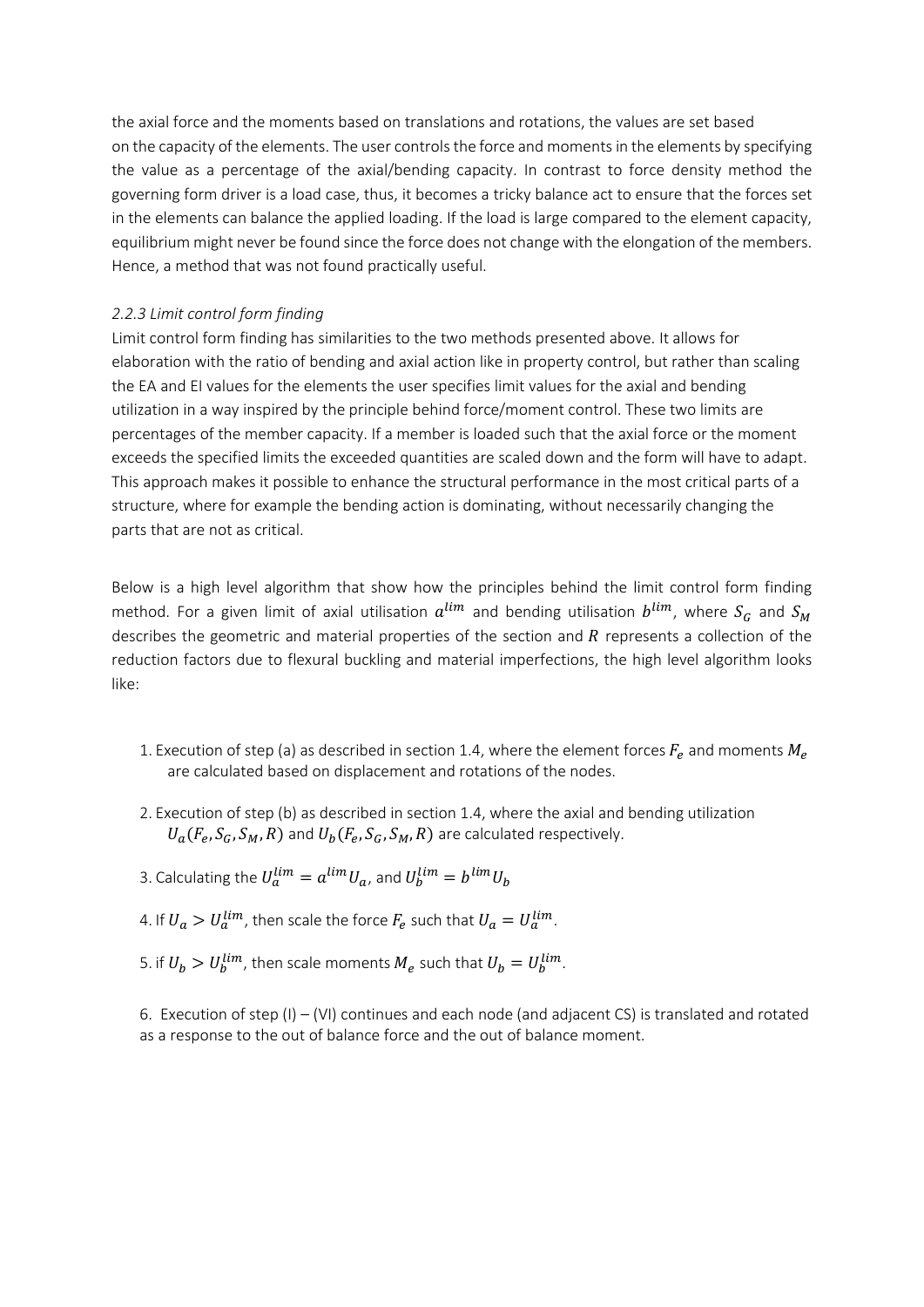the axial force and the moments based on translations and rotations, the values are set based on the capacity of the elements. The user controls the force and moments in the elements by specifying the value as a percentage of the axial/bending capacity. In contrast to force density method the governing form driver is a load case, thus, it becomes a tricky balance act to ensure that the forces set in the elements can balance the applied loading. If the load is large compared to the element capacity, equilibrium might never be found since the force does not change with the elongation of the members. Hence, a method that was not found practically useful.

### *2.2.3 Limit control form finding*

Limit control form finding has similarities to the two methods presented above. It allows for elaboration with the ratio of bending and axial action like in property control, but rather than scaling the EA and EI values for the elements the user specifies limit values for the axial and bending utilization in a way inspired by the principle behind force/moment control. These two limits are percentages of the member capacity. If a member is loaded such that the axial force or the moment exceeds the specified limits the exceeded quantities are scaled down and the form will have to adapt. This approach makes it possible to enhance the structural performance in the most critical parts of a structure, where for example the bending action is dominating, without necessarily changing the parts that are not as critical.

Below is a high level algorithm that show how the principles behind the limit control form finding method. For a given limit of axial utilisation $a^{lim}$ and bending utilisation $b^{lim}$, where $S_G$ and $S_M$ describes the geometric and material properties of the section and $R$ represents a collection of the reduction factors due to flexural buckling and material imperfections, the high level algorithm looks like:

1. Execution of step (a) as described in section 1.4, where the element forces $F_e$ and moments $M_e$ are calculated based on displacement and rotations of the nodes.
2. Execution of step (b) as described in section 1.4, where the axial and bending utilization $U_a(F_e, S_G, S_M, R)$ and $U_b(F_e, S_G, S_M, R)$ are calculated respectively.
3. Calculating the $U_a^{lim} = a^{lim} U_a$, and $U_b^{lim} = b^{lim} U_b$
4. If $U_a > U_a^{lim}$, then scale the force $F_e$ such that $U_a = U_a^{lim}$.
5. if $U_b > U_b^{lim}$, then scale moments $M_e$ such that $U_b = U_b^{lim}$.
6. Execution of step (I) – (VI) continues and each node (and adjacent CS) is translated and rotated as a response to the out of balance force and the out of balance moment.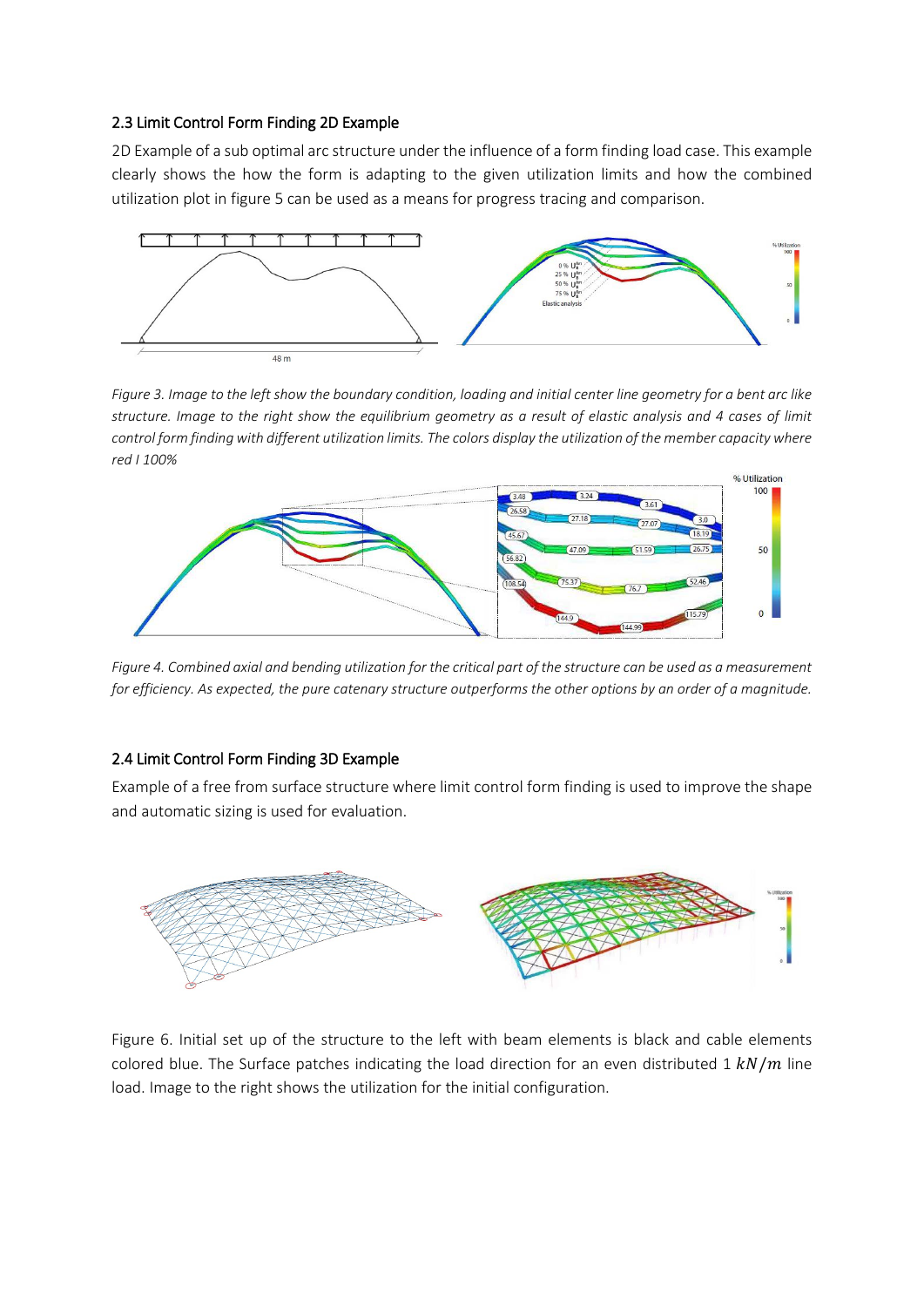## 2.3 Limit Control Form Finding 2D Example

2D Example of a sub optimal arc structure under the influence of a form finding load case. This example clearly shows the how the form is adapting to the given utilization limits and how the combined utilization plot in figure 5 can be used as a means for progress tracing and comparison.

*Figure 3. Image to the left show the boundary condition, loading and initial center line geometry for a bent arc like structure. Image to the right show the equilibrium geometry as a result of elastic analysis and 4 cases of limit control form finding with different utilization limits. The colors display the utilization of the member capacity where red I 100%*

*Figure 4. Combined axial and bending utilization for the critical part of the structure can be used as a measurement for efficiency. As expected, the pure catenary structure outperforms the other options by an order of a magnitude.*

## 2.4 Limit Control Form Finding 3D Example

Example of a free from surface structure where limit control form finding is used to improve the shape and automatic sizing is used for evaluation.

Figure 6. Initial set up of the structure to the left with beam elements is black and cable elements colored blue. The Surface patches indicating the load direction for an even distributed 1 $kN/m$ line load. Image to the right shows the utilization for the initial configuration.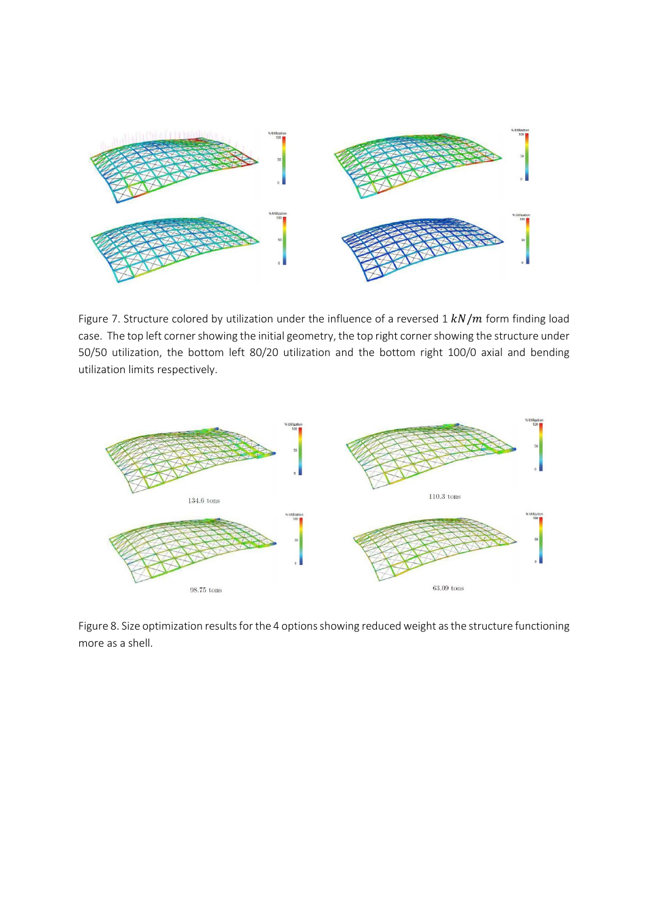Figure 7. Structure colored by utilization under the influence of a reversed 1 $kN/m$ form finding load case. The top left corner showing the initial geometry, the top right corner showing the structure under 50/50 utilization, the bottom left 80/20 utilization and the bottom right 100/0 axial and bending utilization limits respectively.

134.6 tons

110.3 tons

98.75 tons

63.09 tons

Figure 8. Size optimization results for the 4 options showing reduced weight as the structure functioning more as a shell.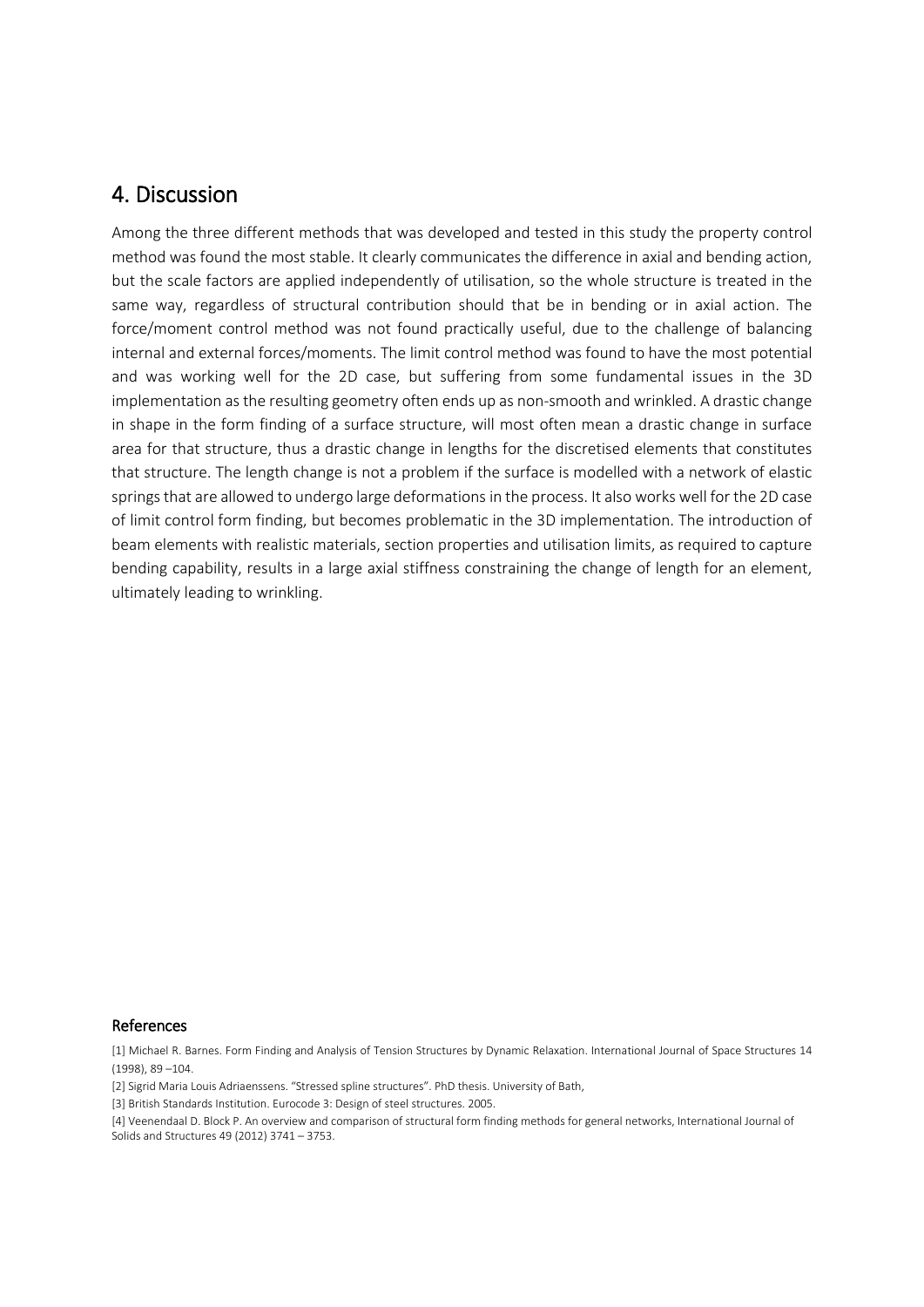## 4. Discussion

Among the three different methods that was developed and tested in this study the property control method was found the most stable. It clearly communicates the difference in axial and bending action, but the scale factors are applied independently of utilisation, so the whole structure is treated in the same way, regardless of structural contribution should that be in bending or in axial action. The force/moment control method was not found practically useful, due to the challenge of balancing internal and external forces/moments. The limit control method was found to have the most potential and was working well for the 2D case, but suffering from some fundamental issues in the 3D implementation as the resulting geometry often ends up as non-smooth and wrinkled. A drastic change in shape in the form finding of a surface structure, will most often mean a drastic change in surface area for that structure, thus a drastic change in lengths for the discretised elements that constitutes that structure. The length change is not a problem if the surface is modelled with a network of elastic springs that are allowed to undergo large deformations in the process. It also works well for the 2D case of limit control form finding, but becomes problematic in the 3D implementation. The introduction of beam elements with realistic materials, section properties and utilisation limits, as required to capture bending capability, results in a large axial stiffness constraining the change of length for an element, ultimately leading to wrinkling.

#### References

[1] Michael R. Barnes. Form Finding and Analysis of Tension Structures by Dynamic Relaxation. International Journal of Space Structures 14 (1998), 89 –104.

[2] Sigrid Maria Louis Adriaenssens. "Stressed spline structures". PhD thesis. University of Bath,

[3] British Standards Institution. Eurocode 3: Design of steel structures. 2005.

[4] Veenendaal D. Block P. An overview and comparison of structural form finding methods for general networks, International Journal of Solids and Structures 49 (2012) 3741 – 3753.